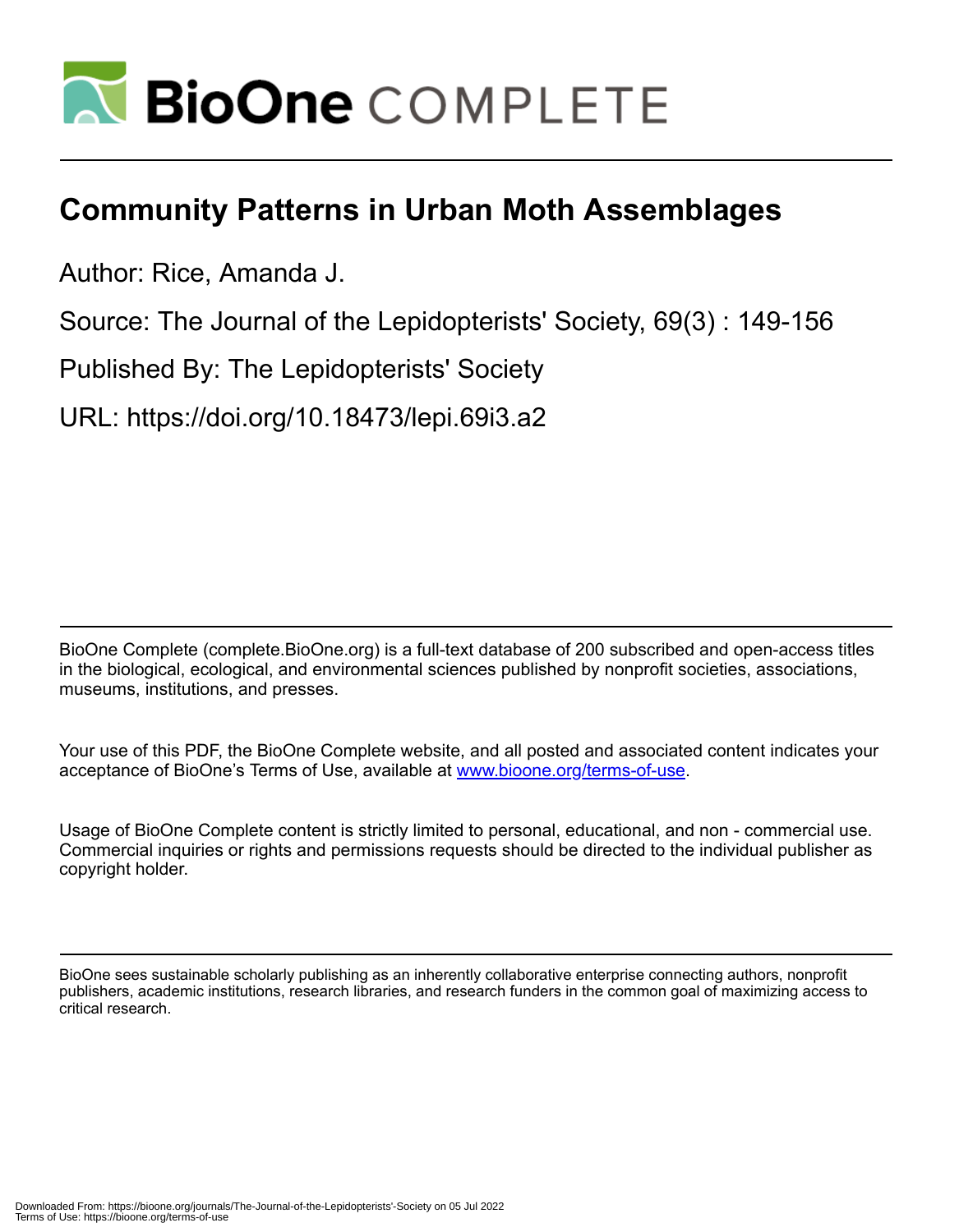# Community Patterns in Urban Moth Assemblages

Author: Rice, Amanda J.

Source: The Journal of the Lepidopterists' Society, 69(3) : 149-156

Published By: The Lepidopterists' Society

URL: https://doi.org/10.18473/lepi.69i3.a2

BioOne Complete (complete.BioOne.org) is a full-text database of 200 subscribed and open-access titles in the biological, ecological, and environmental sciences published by nonprofit societies, associations, museums, institutions, and presses.

Your use of this PDF, the BioOne Complete website, and all posted and associated content indicates your acceptance of BioOne's Terms of Use, available at www.bioone.org/terms-of-use.

Usage of BioOne Complete content is strictly limited to personal, educational, and non - commercial use. Commercial inquiries or rights and permissions requests should be directed to the individual publisher as copyright holder.

BioOne sees sustainable scholarly publishing as an inherently collaborative enterprise connecting authors, nonprofit publishers, academic institutions, research libraries, and research funders in the common goal of maximizing access to critical research.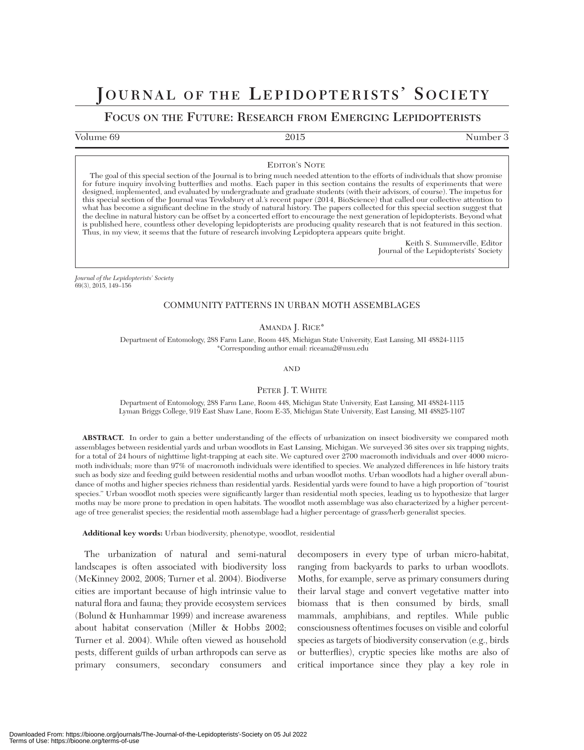# Journal of the Lepidopterists' Society

## Focus on the Future: Research from Emerging Lepidopterists

Volume 69 | 2015 | Number 3

---

**Editor's Note**

The goal of this special section of the Journal is to bring much needed attention to the efforts of individuals that show promise for future inquiry involving butterflies and moths. Each paper in this section contains the results of experiments that were designed, implemented, and evaluated by undergraduate and graduate students (with their advisors, of course). The impetus for this special section of the Journal was Tewksbury et al.'s recent paper (2014, BioScience) that called our collective attention to what has become a significant decline in the study of natural history. The papers collected for this special section suggest that the decline in natural history can be offset by a concerted effort to encourage the next generation of lepidopterists. Beyond what is published here, countless other developing lepidopterists are producing quality research that is not featured in this section. Thus, in my view, it seems that the future of research involving Lepidoptera appears quite bright.

Keith S. Summerville, Editor
Journal of the Lepidopterists' Society

---

*Journal of the Lepidopterists' Society*
69(3), 2015, 149–156

# COMMUNITY PATTERNS IN URBAN MOTH ASSEMBLAGES

Amanda J. Rice*

Department of Entomology, 288 Farm Lane, Room 448, Michigan State University, East Lansing, MI 48824-1115
*Corresponding author email: riceama2@msu.edu

and

Peter J. T. White

Department of Entomology, 288 Farm Lane, Room 448, Michigan State University, East Lansing, MI 48824-1115
Lyman Briggs College, 919 East Shaw Lane, Room E-35, Michigan State University, East Lansing, MI 48825-1107

**ABSTRACT.** In order to gain a better understanding of the effects of urbanization on insect biodiversity we compared moth assemblages between residential yards and urban woodlots in East Lansing, Michigan. We surveyed 36 sites over six trapping nights, for a total of 24 hours of nighttime light-trapping at each site. We captured over 2700 macromoth individuals and over 4000 micromoth individuals; more than 97% of macromoth individuals were identified to species. We analyzed differences in life history traits such as body size and feeding guild between residential moths and urban woodlot moths. Urban woodlots had a higher overall abundance of moths and higher species richness than residential yards. Residential yards were found to have a high proportion of "tourist species." Urban woodlot moth species were significantly larger than residential moth species, leading us to hypothesize that larger moths may be more prone to predation in open habitats. The woodlot moth assemblage was also characterized by a higher percentage of tree generalist species; the residential moth assemblage had a higher percentage of grass/herb generalist species.

**Additional key words:** Urban biodiversity, phenotype, woodlot, residential

The urbanization of natural and semi-natural landscapes is often associated with biodiversity loss (McKinney 2002, 2008; Turner et al. 2004). Biodiverse cities are important because of high intrinsic value to natural flora and fauna; they provide ecosystem services (Bolund & Hunhammar 1999) and increase awareness about habitat conservation (Miller & Hobbs 2002; Turner et al. 2004). While often viewed as household pests, different guilds of urban arthropods can serve as primary consumers, secondary consumers and decomposers in every type of urban micro-habitat, ranging from backyards to parks to urban woodlots. Moths, for example, serve as primary consumers during their larval stage and convert vegetative matter into biomass that is then consumed by birds, small mammals, amphibians, and reptiles. While public consciousness oftentimes focuses on visible and colorful species as targets of biodiversity conservation (e.g., birds or butterflies), cryptic species like moths are also of critical importance since they play a key role in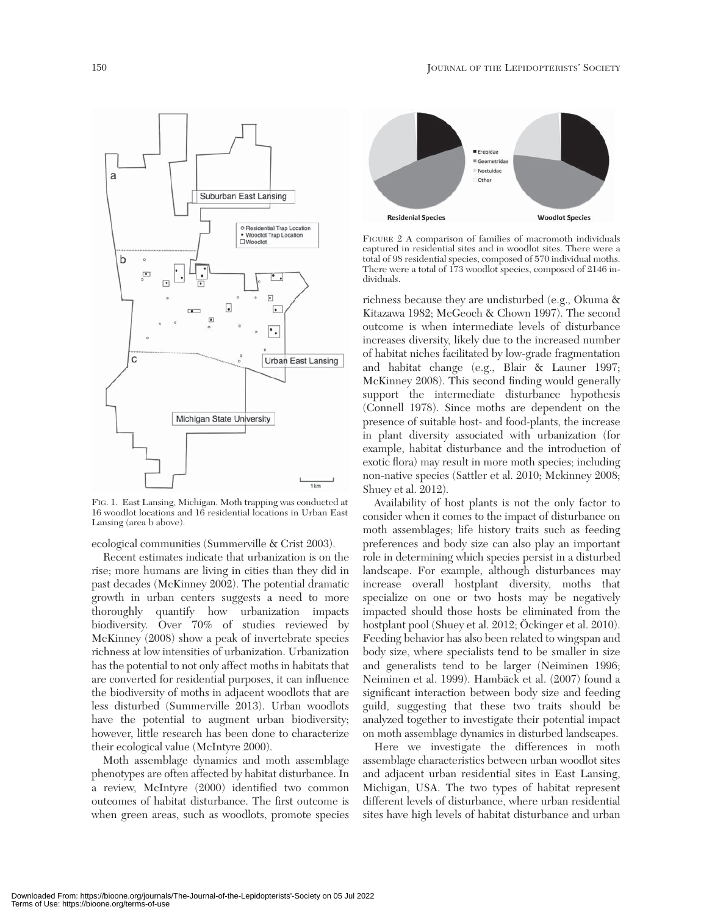FIG. 1. East Lansing, Michigan. Moth trapping was conducted at 16 woodlot locations and 16 residential locations in Urban East Lansing (area b above).

FIGURE 2 A comparison of families of macromoth individuals captured in residential sites and in woodlot sites. There were a total of 98 residential species, composed of 570 individual moths. There were a total of 173 woodlot species, composed of 2146 individuals.

ecological communities (Summerville & Crist 2003).

Recent estimates indicate that urbanization is on the rise; more humans are living in cities than they did in past decades (McKinney 2002). The potential dramatic growth in urban centers suggests a need to more thoroughly quantify how urbanization impacts biodiversity. Over 70% of studies reviewed by McKinney (2008) show a peak of invertebrate species richness at low intensities of urbanization. Urbanization has the potential to not only affect moths in habitats that are converted for residential purposes, it can influence the biodiversity of moths in adjacent woodlots that are less disturbed (Summerville 2013). Urban woodlots have the potential to augment urban biodiversity; however, little research has been done to characterize their ecological value (McIntyre 2000).

Moth assemblage dynamics and moth assemblage phenotypes are often affected by habitat disturbance. In a review, McIntyre (2000) identified two common outcomes of habitat disturbance. The first outcome is when green areas, such as woodlots, promote species richness because they are undisturbed (e.g., Okuma & Kitazawa 1982; McGeoch & Chown 1997). The second outcome is when intermediate levels of disturbance increases diversity, likely due to the increased number of habitat niches facilitated by low-grade fragmentation and habitat change (e.g., Blair & Launer 1997; McKinney 2008). This second finding would generally support the intermediate disturbance hypothesis (Connell 1978). Since moths are dependent on the presence of suitable host- and food-plants, the increase in plant diversity associated with urbanization (for example, habitat disturbance and the introduction of exotic flora) may result in more moth species; including non-native species (Sattler et al. 2010; Mckinney 2008; Shuey et al. 2012).

Availability of host plants is not the only factor to consider when it comes to the impact of disturbance on moth assemblages; life history traits such as feeding preferences and body size can also play an important role in determining which species persist in a disturbed landscape. For example, although disturbances may increase overall hostplant diversity, moths that specialize on one or two hosts may be negatively impacted should those hosts be eliminated from the hostplant pool (Shuey et al. 2012; Öckinger et al. 2010). Feeding behavior has also been related to wingspan and body size, where specialists tend to be smaller in size and generalists tend to be larger (Neiminen 1996; Neiminen et al. 1999). Hambäck et al. (2007) found a significant interaction between body size and feeding guild, suggesting that these two traits should be analyzed together to investigate their potential impact on moth assemblage dynamics in disturbed landscapes.

Here we investigate the differences in moth assemblage characteristics between urban woodlot sites and adjacent urban residential sites in East Lansing, Michigan, USA. The two types of habitat represent different levels of disturbance, where urban residential sites have high levels of habitat disturbance and urban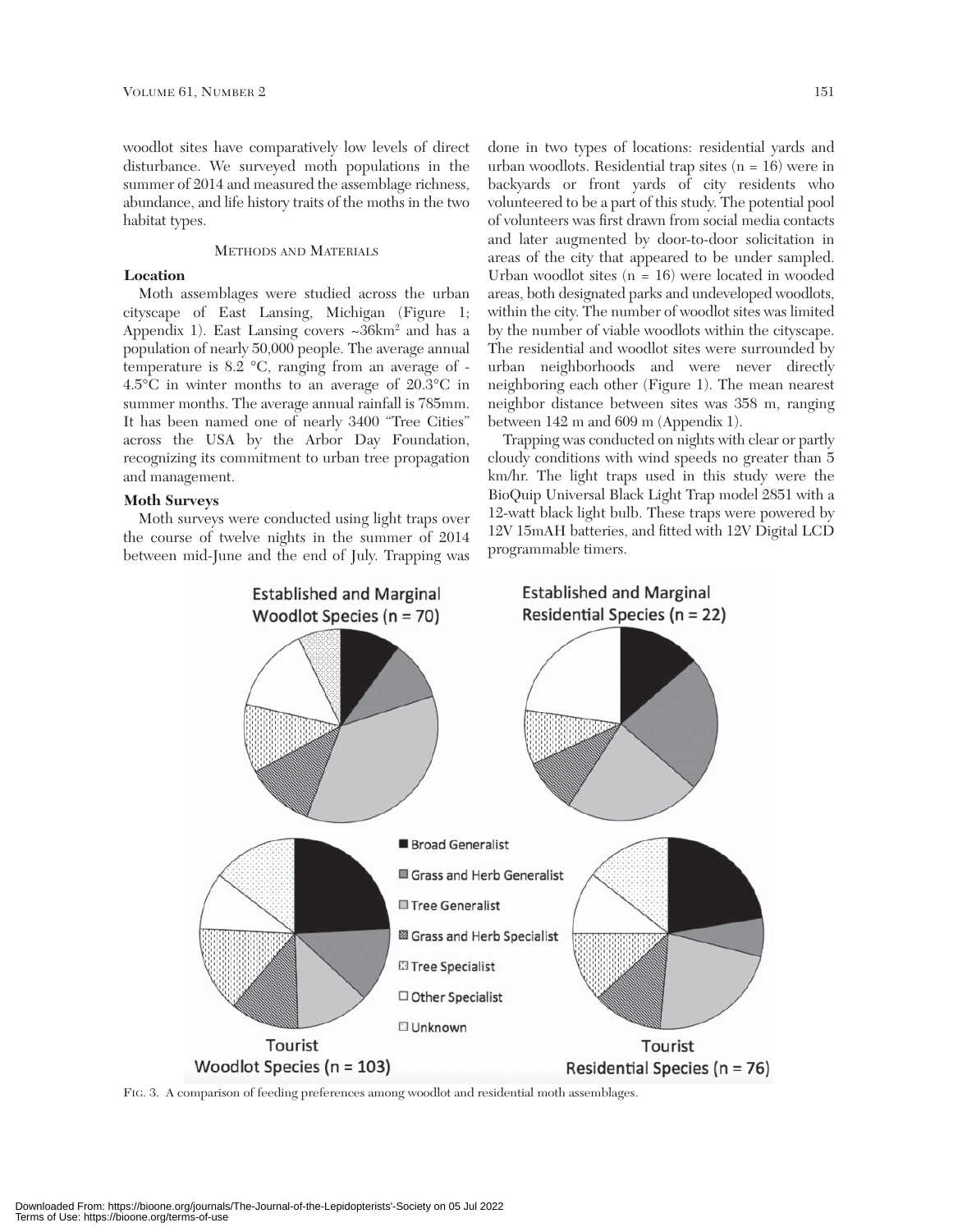woodlot sites have comparatively low levels of direct disturbance. We surveyed moth populations in the summer of 2014 and measured the assemblage richness, abundance, and life history traits of the moths in the two habitat types.

## METHODS AND MATERIALS

### Location

Moth assemblages were studied across the urban cityscape of East Lansing, Michigan (Figure 1; Appendix 1). East Lansing covers ~36km² and has a population of nearly 50,000 people. The average annual temperature is 8.2 °C, ranging from an average of -4.5°C in winter months to an average of 20.3°C in summer months. The average annual rainfall is 785mm. It has been named one of nearly 3400 "Tree Cities" across the USA by the Arbor Day Foundation, recognizing its commitment to urban tree propagation and management.

### Moth Surveys

Moth surveys were conducted using light traps over the course of twelve nights in the summer of 2014 between mid-June and the end of July. Trapping was done in two types of locations: residential yards and urban woodlots. Residential trap sites (n = 16) were in backyards or front yards of city residents who volunteered to be a part of this study. The potential pool of volunteers was first drawn from social media contacts and later augmented by door-to-door solicitation in areas of the city that appeared to be under sampled. Urban woodlot sites (n = 16) were located in wooded areas, both designated parks and undeveloped woodlots, within the city. The number of woodlot sites was limited by the number of viable woodlots within the cityscape. The residential and woodlot sites were surrounded by urban neighborhoods and were never directly neighboring each other (Figure 1). The mean nearest neighbor distance between sites was 358 m, ranging between 142 m and 609 m (Appendix 1).

Trapping was conducted on nights with clear or partly cloudy conditions with wind speeds no greater than 5 km/hr. The light traps used in this study were the BioQuip Universal Black Light Trap model 2851 with a 12-watt black light bulb. These traps were powered by 12V 15mAH batteries, and fitted with 12V Digital LCD programmable timers.

FIG. 3. A comparison of feeding preferences among woodlot and residential moth assemblages.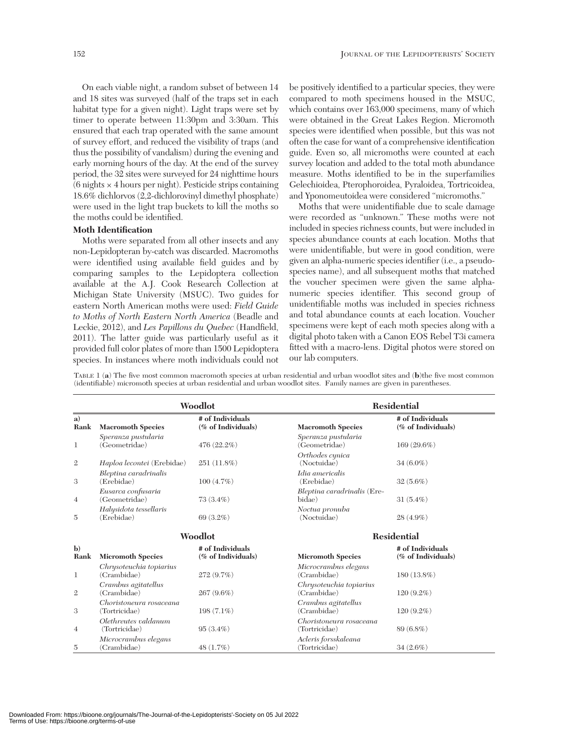On each viable night, a random subset of between 14 and 18 sites was surveyed (half of the traps set in each habitat type for a given night). Light traps were set by timer to operate between 11:30pm and 3:30am. This ensured that each trap operated with the same amount of survey effort, and reduced the visibility of traps (and thus the possibility of vandalism) during the evening and early morning hours of the day. At the end of the survey period, the 32 sites were surveyed for 24 nighttime hours (6 nights × 4 hours per night). Pesticide strips containing 18.6% dichlorvos (2,2-dichlorovinyl dimethyl phosphate) were used in the light trap buckets to kill the moths so the moths could be identified.

**Moth Identification**

Moths were separated from all other insects and any non-Lepidopteran by-catch was discarded. Macromoths were identified using available field guides and by comparing samples to the Lepidoptera collection available at the A.J. Cook Research Collection at Michigan State University (MSUC). Two guides for eastern North American moths were used: *Field Guide to Moths of North Eastern North America* (Beadle and Leckie, 2012), and *Les Papillons du Quebec* (Handfield, 2011). The latter guide was particularly useful as it provided full color plates of more than 1500 Lepidoptera species. In instances where moth individuals could not be positively identified to a particular species, they were compared to moth specimens housed in the MSUC, which contains over 163,000 specimens, many of which were obtained in the Great Lakes Region. Micromoth species were identified when possible, but this was not often the case for want of a comprehensive identification guide. Even so, all micromoths were counted at each survey location and added to the total moth abundance measure. Moths identified to be in the superfamilies Gelechioidea, Pterophoroidea, Pyraloidea, Tortricoidea, and Yponomeutoidea were considered "micromoths."

Moths that were unidentifiable due to scale damage were recorded as "unknown." These moths were not included in species richness counts, but were included in species abundance counts at each location. Moths that were unidentifiable, but were in good condition, were given an alpha-numeric species identifier (i.e., a pseudo-species name), and all subsequent moths that matched the voucher specimen were given the same alpha-numeric species identifier. This second group of unidentifiable moths was included in species richness and total abundance counts at each location. Voucher specimens were kept of each moth species along with a digital photo taken with a Canon EOS Rebel T3i camera fitted with a macro-lens. Digital photos were stored on our lab computers.

TABLE 1 (**a**) The five most common macromoth species at urban residential and urban woodlot sites and (**b**)the five most common (identifiable) micromoth species at urban residential and urban woodlot sites. Family names are given in parentheses.

| | **Woodlot** | | **Residential** | |
|---|---|---|---|---|
| **a) Rank** | **Macromoth Species** | **# of Individuals (% of Individuals)** | **Macromoth Species** | **# of Individuals (% of Individuals)** |
| 1 | *Speranza pustularia* (Geometridae) | 476 (22.2%) | *Speranza pustularia* (Geometridae) | 169 (29.6%) |
| 2 | *Haploa lecontei* (Erebidae) | 251 (11.8%) | *Orthodes cynica* (Noctuidae) | 34 (6.0%) |
| 3 | *Bleptina caradrinalis* (Erebidae) | 100 (4.7%) | *Idia americalis* (Erebidae) | 32 (5.6%) |
| 4 | *Eusarca confusaria* (Geometridae) | 73 (3.4%) | *Bleptina caradrinalis* (Erebidae) | 31 (5.4%) |
| 5 | *Halysidota tessellaris* (Erebidae) | 69 (3.2%) | *Noctua pronuba* (Noctuidae) | 28 (4.9%) |

| | **Woodlot** | | **Residential** | |
|---|---|---|---|---|
| **b) Rank** | **Micromoth Species** | **# of Individuals (% of Individuals)** | **Micromoth Species** | **# of Individuals (% of Individuals)** |
| 1 | *Chrysoteuchia topiarius* (Crambidae) | 272 (9.7%) | *Microcrambus elegans* (Crambidae) | 180 (13.8%) |
| 2 | *Crambus agitatellus* (Crambidae) | 267 (9.6%) | *Chrysoteuchia topiarius* (Crambidae) | 120 (9.2%) |
| 3 | *Choristoneura rosaceana* (Tortricidae) | 198 (7.1%) | *Crambus agitatellus* (Crambidae) | 120 (9.2%) |
| 4 | *Olethreutes valdanum* (Tortricidae) | 95 (3.4%) | *Choristoneura rosaceana* (Tortricidae) | 89 (6.8%) |
| 5 | *Microcrambus elegans* (Crambidae) | 48 (1.7%) | *Acleris forsskaleana* (Tortricidae) | 34 (2.6%) |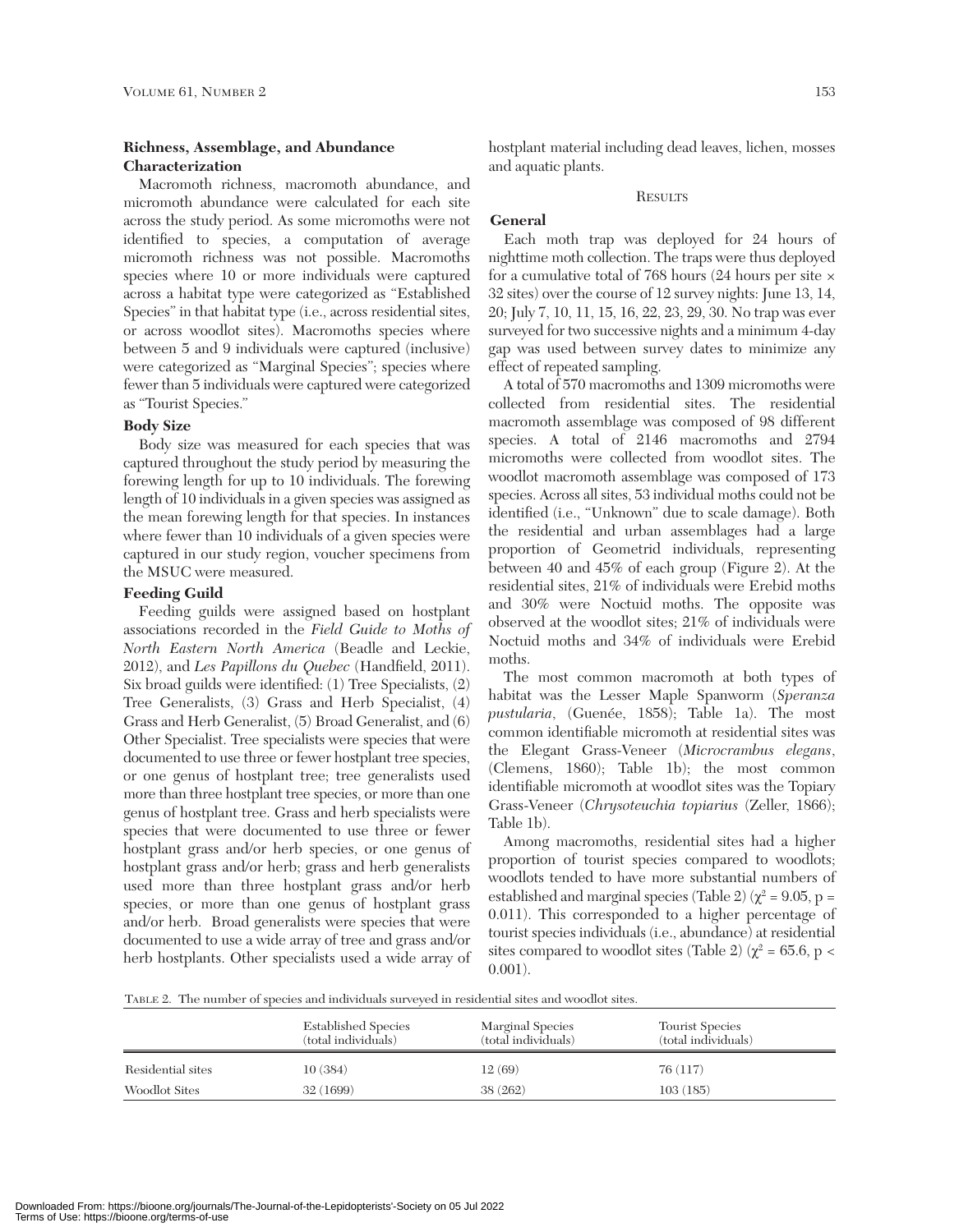### Richness, Assemblage, and Abundance Characterization

Macromoth richness, macromoth abundance, and micromoth abundance were calculated for each site across the study period. As some micromoths were not identified to species, a computation of average micromoth richness was not possible. Macromoths species where 10 or more individuals were captured across a habitat type were categorized as "Established Species" in that habitat type (i.e., across residential sites, or across woodlot sites). Macromoths species where between 5 and 9 individuals were captured (inclusive) were categorized as "Marginal Species"; species where fewer than 5 individuals were captured were categorized as "Tourist Species."

### Body Size

Body size was measured for each species that was captured throughout the study period by measuring the forewing length for up to 10 individuals. The forewing length of 10 individuals in a given species was assigned as the mean forewing length for that species. In instances where fewer than 10 individuals of a given species were captured in our study region, voucher specimens from the MSUC were measured.

### Feeding Guild

Feeding guilds were assigned based on hostplant associations recorded in the *Field Guide to Moths of North Eastern North America* (Beadle and Leckie, 2012), and *Les Papillons du Quebec* (Handfield, 2011). Six broad guilds were identified: (1) Tree Specialists, (2) Tree Generalists, (3) Grass and Herb Specialist, (4) Grass and Herb Generalist, (5) Broad Generalist, and (6) Other Specialist. Tree specialists were species that were documented to use three or fewer hostplant tree species, or one genus of hostplant tree; tree generalists used more than three hostplant tree species, or more than one genus of hostplant tree. Grass and herb specialists were species that were documented to use three or fewer hostplant grass and/or herb species, or one genus of hostplant grass and/or herb; grass and herb generalists used more than three hostplant grass and/or herb species, or more than one genus of hostplant grass and/or herb. Broad generalists were species that were documented to use a wide array of tree and grass and/or herb hostplants. Other specialists used a wide array of hostplant material including dead leaves, lichen, mosses and aquatic plants.

## Results

### General

Each moth trap was deployed for 24 hours of nighttime moth collection. The traps were thus deployed for a cumulative total of 768 hours (24 hours per site × 32 sites) over the course of 12 survey nights: June 13, 14, 20; July 7, 10, 11, 15, 16, 22, 23, 29, 30. No trap was ever surveyed for two successive nights and a minimum 4-day gap was used between survey dates to minimize any effect of repeated sampling.

A total of 570 macromoths and 1309 micromoths were collected from residential sites. The residential macromoth assemblage was composed of 98 different species. A total of 2146 macromoths and 2794 micromoths were collected from woodlot sites. The woodlot macromoth assemblage was composed of 173 species. Across all sites, 53 individual moths could not be identified (i.e., "Unknown" due to scale damage). Both the residential and urban assemblages had a large proportion of Geometrid individuals, representing between 40 and 45% of each group (Figure 2). At the residential sites, 21% of individuals were Erebid moths and 30% were Noctuid moths. The opposite was observed at the woodlot sites; 21% of individuals were Noctuid moths and 34% of individuals were Erebid moths.

The most common macromoth at both types of habitat was the Lesser Maple Spanworm (*Speranza pustularia*, (Guenée, 1858); Table 1a). The most common identifiable micromoth at residential sites was the Elegant Grass-Veneer (*Microcrambus elegans*, (Clemens, 1860); Table 1b); the most common identifiable micromoth at woodlot sites was the Topiary Grass-Veneer (*Chrysoteuchia topiarius* (Zeller, 1866); Table 1b).

Among macromoths, residential sites had a higher proportion of tourist species compared to woodlots; woodlots tended to have more substantial numbers of established and marginal species (Table 2) ($\chi^2 = 9.05$, $p = 0.011$). This corresponded to a higher percentage of tourist species individuals (i.e., abundance) at residential sites compared to woodlot sites (Table 2) ($\chi^2 = 65.6$, $p < 0.001$).

Table 2. The number of species and individuals surveyed in residential sites and woodlot sites.

| | Established Species (total individuals) | Marginal Species (total individuals) | Tourist Species (total individuals) |
|---|---|---|---|
| Residential sites | 10 (384) | 12 (69) | 76 (117) |
| Woodlot Sites | 32 (1699) | 38 (262) | 103 (185) |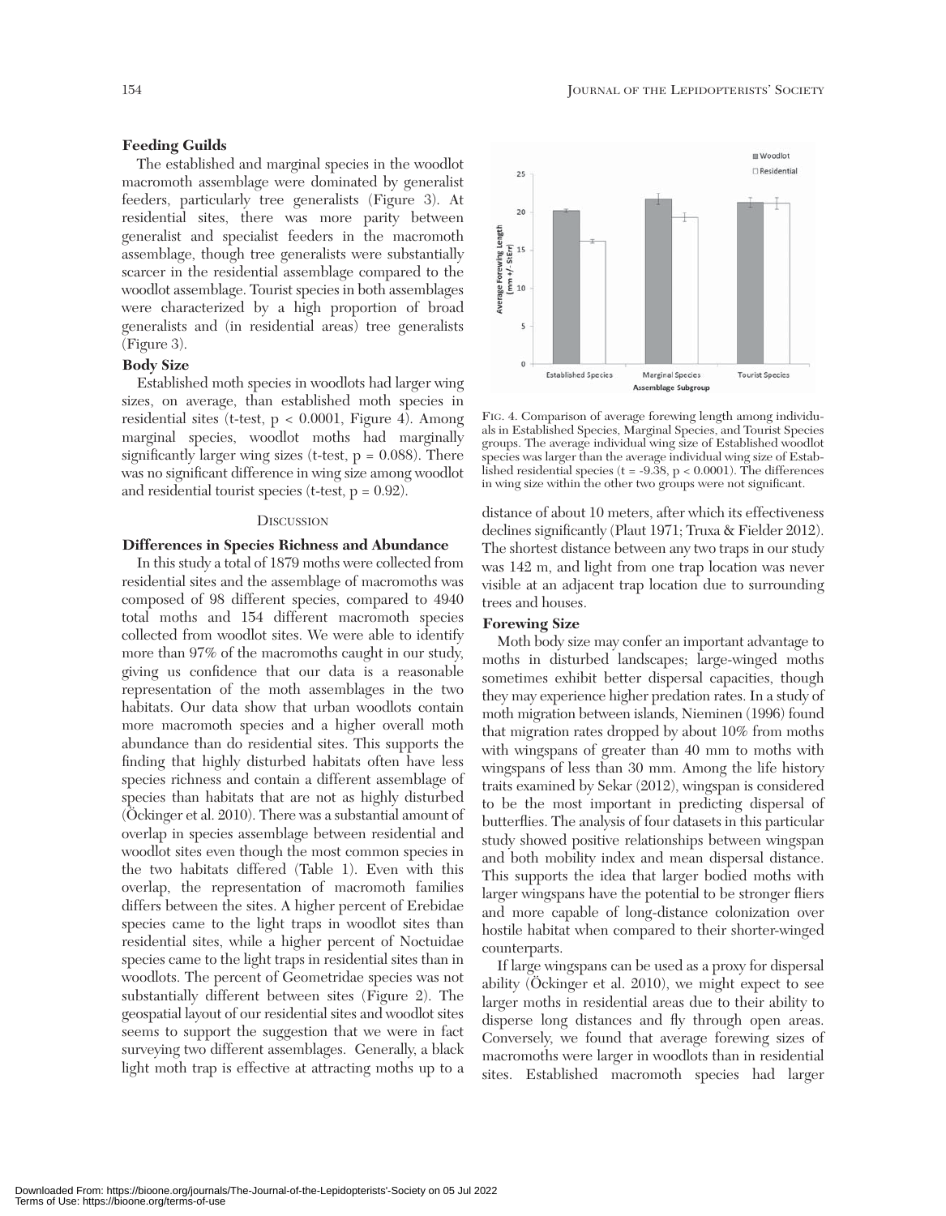### Feeding Guilds

The established and marginal species in the woodlot macromoth assemblage were dominated by generalist feeders, particularly tree generalists (Figure 3). At residential sites, there was more parity between generalist and specialist feeders in the macromoth assemblage, though tree generalists were substantially scarcer in the residential assemblage compared to the woodlot assemblage. Tourist species in both assemblages were characterized by a high proportion of broad generalists and (in residential areas) tree generalists (Figure 3).

### Body Size

Established moth species in woodlots had larger wing sizes, on average, than established moth species in residential sites (t-test, $p < 0.0001$, Figure 4). Among marginal species, woodlot moths had marginally significantly larger wing sizes (t-test, $p = 0.088$). There was no significant difference in wing size among woodlot and residential tourist species (t-test, $p = 0.92$).

Fig. 4. Comparison of average forewing length among individuals in Established Species, Marginal Species, and Tourist Species groups. The average individual wing size of Established woodlot species was larger than the average individual wing size of Established residential species ($t = -9.38$, $p < 0.0001$). The differences in wing size within the other two groups were not significant.

## Discussion

### Differences in Species Richness and Abundance

In this study a total of 1879 moths were collected from residential sites and the assemblage of macromoths was composed of 98 different species, compared to 4940 total moths and 154 different macromoth species collected from woodlot sites. We were able to identify more than 97% of the macromoths caught in our study, giving us confidence that our data is a reasonable representation of the moth assemblages in the two habitats. Our data show that urban woodlots contain more macromoth species and a higher overall moth abundance than do residential sites. This supports the finding that highly disturbed habitats often have less species richness and contain a different assemblage of species than habitats that are not as highly disturbed (Öckinger et al. 2010). There was a substantial amount of overlap in species assemblage between residential and woodlot sites even though the most common species in the two habitats differed (Table 1). Even with this overlap, the representation of macromoth families differs between the sites. A higher percent of Erebidae species came to the light traps in woodlot sites than residential sites, while a higher percent of Noctuidae species came to the light traps in residential sites than in woodlots. The percent of Geometridae species was not substantially different between sites (Figure 2). The geospatial layout of our residential sites and woodlot sites seems to support the suggestion that we were in fact surveying two different assemblages. Generally, a black light moth trap is effective at attracting moths up to a distance of about 10 meters, after which its effectiveness declines significantly (Plaut 1971; Truxa & Fielder 2012). The shortest distance between any two traps in our study was 142 m, and light from one trap location was never visible at an adjacent trap location due to surrounding trees and houses.

### Forewing Size

Moth body size may confer an important advantage to moths in disturbed landscapes; large-winged moths sometimes exhibit better dispersal capacities, though they may experience higher predation rates. In a study of moth migration between islands, Nieminen (1996) found that migration rates dropped by about 10% from moths with wingspans of greater than 40 mm to moths with wingspans of less than 30 mm. Among the life history traits examined by Sekar (2012), wingspan is considered to be the most important in predicting dispersal of butterflies. The analysis of four datasets in this particular study showed positive relationships between wingspan and both mobility index and mean dispersal distance. This supports the idea that larger bodied moths with larger wingspans have the potential to be stronger fliers and more capable of long-distance colonization over hostile habitat when compared to their shorter-winged counterparts.

If large wingspans can be used as a proxy for dispersal ability (Öckinger et al. 2010), we might expect to see larger moths in residential areas due to their ability to disperse long distances and fly through open areas. Conversely, we found that average forewing sizes of macromoths were larger in woodlots than in residential sites. Established macromoth species had larger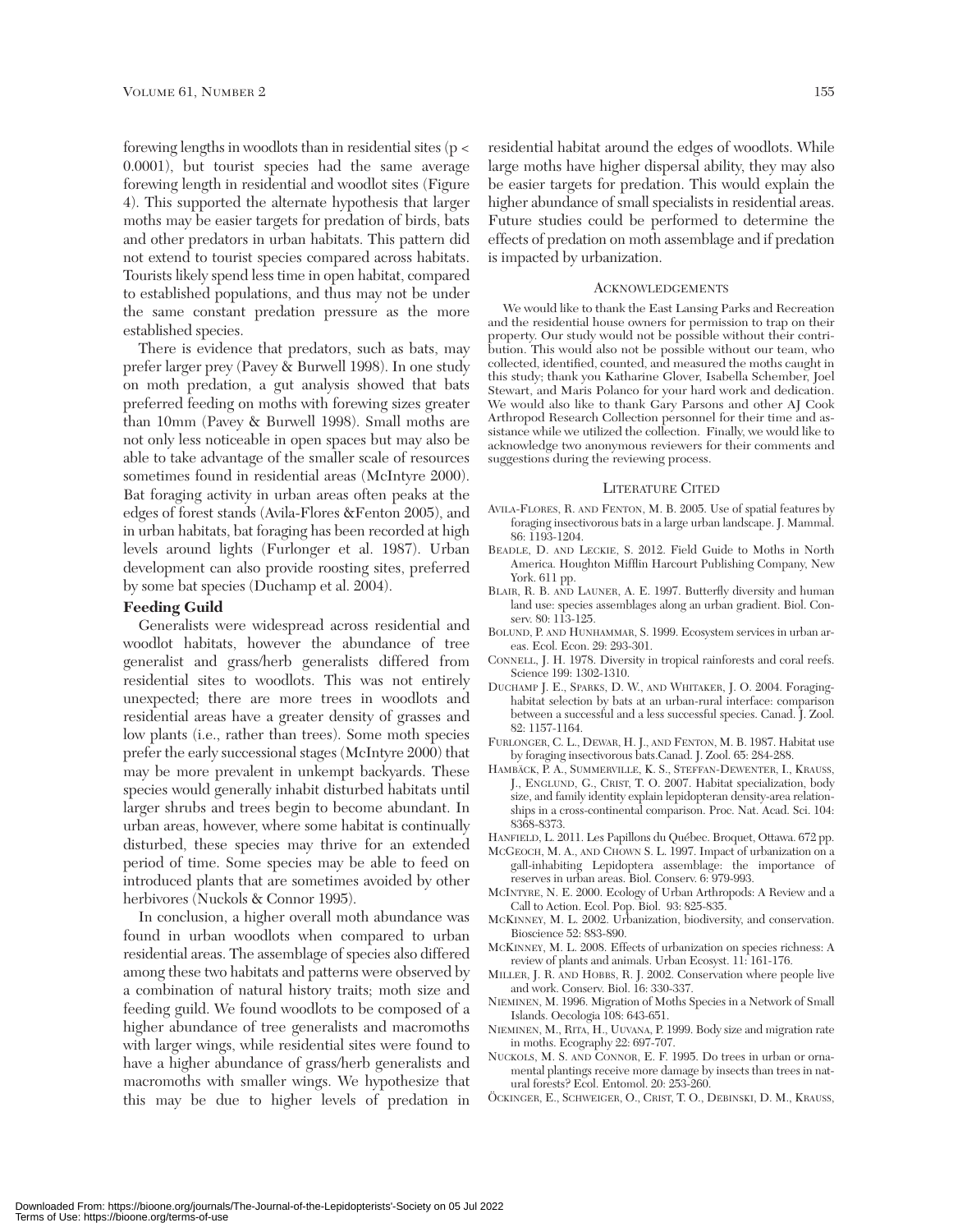forewing lengths in woodlots than in residential sites ($p < 0.0001$), but tourist species had the same average forewing length in residential and woodlot sites (Figure 4). This supported the alternate hypothesis that larger moths may be easier targets for predation of birds, bats and other predators in urban habitats. This pattern did not extend to tourist species compared across habitats. Tourists likely spend less time in open habitat, compared to established populations, and thus may not be under the same constant predation pressure as the more established species.

There is evidence that predators, such as bats, may prefer larger prey (Pavey & Burwell 1998). In one study on moth predation, a gut analysis showed that bats preferred feeding on moths with forewing sizes greater than 10mm (Pavey & Burwell 1998). Small moths are not only less noticeable in open spaces but may also be able to take advantage of the smaller scale of resources sometimes found in residential areas (McIntyre 2000). Bat foraging activity in urban areas often peaks at the edges of forest stands (Avila-Flores &Fenton 2005), and in urban habitats, bat foraging has been recorded at high levels around lights (Furlonger et al. 1987). Urban development can also provide roosting sites, preferred by some bat species (Duchamp et al. 2004).

**Feeding Guild**

Generalists were widespread across residential and woodlot habitats, however the abundance of tree generalist and grass/herb generalists differed from residential sites to woodlots. This was not entirely unexpected; there are more trees in woodlots and residential areas have a greater density of grasses and low plants (i.e., rather than trees). Some moth species prefer the early successional stages (McIntyre 2000) that may be more prevalent in unkempt backyards. These species would generally inhabit disturbed habitats until larger shrubs and trees begin to become abundant. In urban areas, however, where some habitat is continually disturbed, these species may thrive for an extended period of time. Some species may be able to feed on introduced plants that are sometimes avoided by other herbivores (Nuckols & Connor 1995).

In conclusion, a higher overall moth abundance was found in urban woodlots when compared to urban residential areas. The assemblage of species also differed among these two habitats and patterns were observed by a combination of natural history traits; moth size and feeding guild. We found woodlots to be composed of a higher abundance of tree generalists and macromoths with larger wings, while residential sites were found to have a higher abundance of grass/herb generalists and macromoths with smaller wings. We hypothesize that this may be due to higher levels of predation in residential habitat around the edges of woodlots. While large moths have higher dispersal ability, they may also be easier targets for predation. This would explain the higher abundance of small specialists in residential areas. Future studies could be performed to determine the effects of predation on moth assemblage and if predation is impacted by urbanization.

## Acknowledgements

We would like to thank the East Lansing Parks and Recreation and the residential house owners for permission to trap on their property. Our study would not be possible without their contribution. This would also not be possible without our team, who collected, identified, counted, and measured the moths caught in this study; thank you Katharine Glover, Isabella Schember, Joel Stewart, and Maris Polanco for your hard work and dedication. We would also like to thank Gary Parsons and other AJ Cook Arthropod Research Collection personnel for their time and assistance while we utilized the collection. Finally, we would like to acknowledge two anonymous reviewers for their comments and suggestions during the reviewing process.

## Literature Cited

Avila-Flores, R. and Fenton, M. B. 2005. Use of spatial features by foraging insectivorous bats in a large urban landscape. J. Mammal. 86: 1193-1204.

Beadle, D. and Leckie, S. 2012. Field Guide to Moths in North America. Houghton Mifflin Harcourt Publishing Company, New York. 611 pp.

Blair, R. B. and Launer, A. E. 1997. Butterfly diversity and human land use: species assemblages along an urban gradient. Biol. Conserv. 80: 113-125.

Bolund, P. and Hunhammar, S. 1999. Ecosystem services in urban areas. Ecol. Econ. 29: 293-301.

Connell, J. H. 1978. Diversity in tropical rainforests and coral reefs. Science 199: 1302-1310.

Duchamp J. E., Sparks, D. W., and Whitaker, J. O. 2004. Foraging-habitat selection by bats at an urban-rural interface: comparison between a successful and a less successful species. Canad. J. Zool. 82: 1157-1164.

Furlonger, C. L., Dewar, H. J., and Fenton, M. B. 1987. Habitat use by foraging insectivorous bats.Canad. J. Zool. 65: 284-288.

Hambäck, P. A., Summerville, K. S., Steffan-Dewenter, I., Krauss, J., Englund, G., Crist, T. O. 2007. Habitat specialization, body size, and family identity explain lepidopteran density-area relationships in a cross-continental comparison. Proc. Nat. Acad. Sci. 104: 8368-8373.

Hanfield, L. 2011. Les Papillons du Québec. Broquet, Ottawa. 672 pp.

McGeoch, M. A., and Chown S. L. 1997. Impact of urbanization on a gall-inhabiting Lepidoptera assemblage: the importance of reserves in urban areas. Biol. Conserv. 6: 979-993.

McIntyre, N. E. 2000. Ecology of Urban Arthropods: A Review and a Call to Action. Ecol. Pop. Biol. 93: 825-835.

McKinney, M. L. 2002. Urbanization, biodiversity, and conservation. Bioscience 52: 883-890.

McKinney, M. L. 2008. Effects of urbanization on species richness: A review of plants and animals. Urban Ecosyst. 11: 161-176.

Miller, J. R. and Hobbs, R. J. 2002. Conservation where people live and work. Conserv. Biol. 16: 330-337.

Nieminen, M. 1996. Migration of Moths Species in a Network of Small Islands. Oecologia 108: 643-651.

Nieminen, M., Rita, H., Uuvana, P. 1999. Body size and migration rate in moths. Ecography 22: 697-707.

Nuckols, M. S. and Connor, E. F. 1995. Do trees in urban or ornamental plantings receive more damage by insects than trees in natural forests? Ecol. Entomol. 20: 253-260.

Öckinger, E., Schweiger, O., Crist, T. O., Debinski, D. M., Krauss,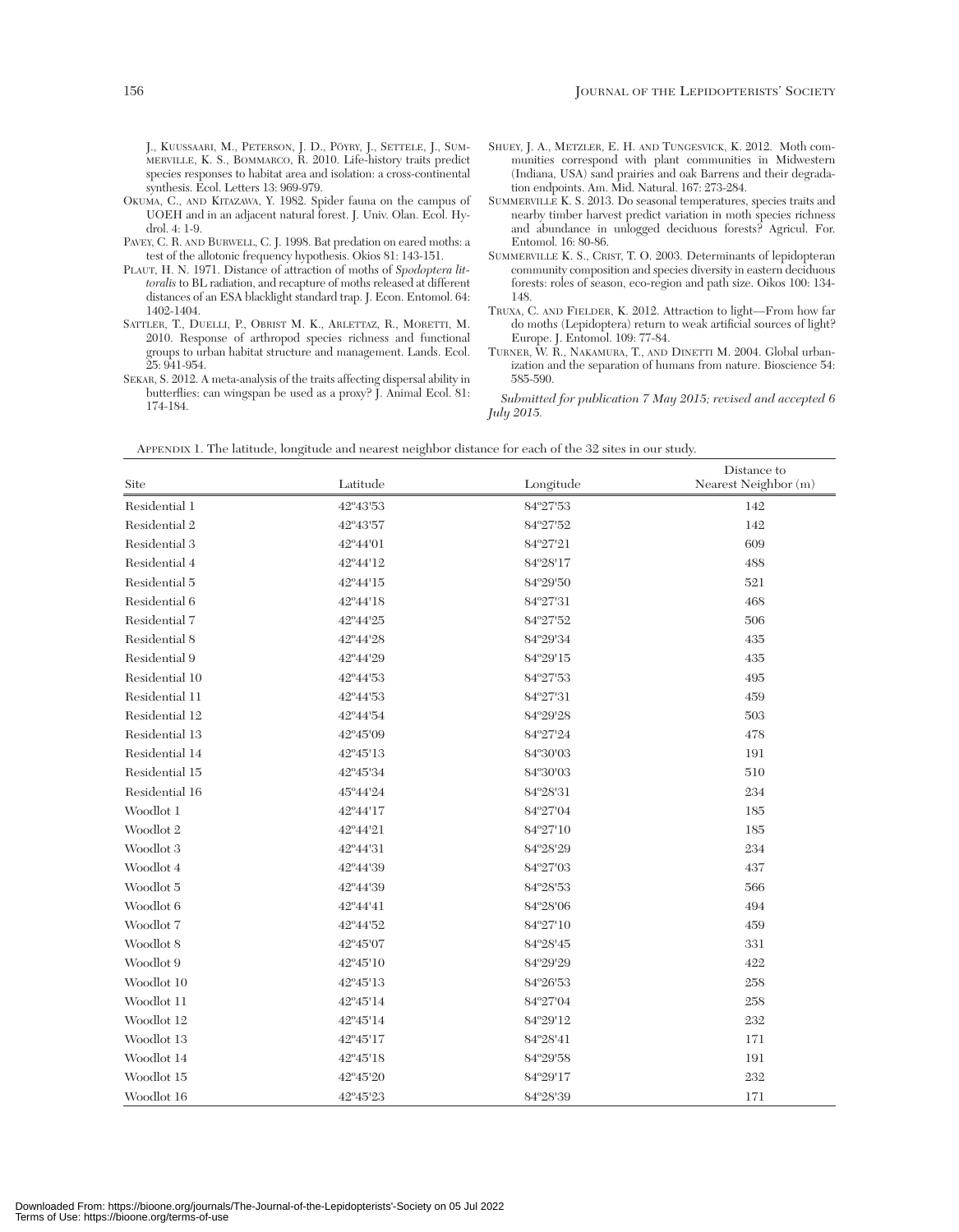J., Kuussaari, M., Peterson, J. D., Pöyry, J., Settele, J., Summerville, K. S., Bommarco, R. 2010. Life-history traits predict species responses to habitat area and isolation: a cross-continental synthesis. Ecol. Letters 13: 969-979.

Okuma, C., and Kitazawa, Y. 1982. Spider fauna on the campus of UOEH and in an adjacent natural forest. J. Univ. Olan. Ecol. Hydrol. 4: 1-9.

Pavey, C. R. and Burwell, C. J. 1998. Bat predation on eared moths: a test of the allotonic frequency hypothesis. Okios 81: 143-151.

Plaut, H. N. 1971. Distance of attraction of moths of *Spodoptera littoralis* to BL radiation, and recapture of moths released at different distances of an ESA blacklight standard trap. J. Econ. Entomol. 64: 1402-1404.

Sattler, T., Duelli, P., Obrist M. K., Arlettaz, R., Moretti, M. 2010. Response of arthropod species richness and functional groups to urban habitat structure and management. Lands. Ecol. 25: 941-954.

Sekar, S. 2012. A meta-analysis of the traits affecting dispersal ability in butterflies: can wingspan be used as a proxy? J. Animal Ecol. 81: 174-184.

Shuey, J. A., Metzler, E. H. and Tungesvick, K. 2012. Moth communities correspond with plant communities in Midwestern (Indiana, USA) sand prairies and oak Barrens and their degradation endpoints. Am. Mid. Natural. 167: 273-284.

Summerville K. S. 2013. Do seasonal temperatures, species traits and nearby timber harvest predict variation in moth species richness and abundance in unlogged deciduous forests? Agricul. For. Entomol. 16: 80-86.

Summerville K. S., Crist, T. O. 2003. Determinants of lepidopteran community composition and species diversity in eastern deciduous forests: roles of season, eco-region and path size. Oikos 100: 134-148.

Truxa, C. and Fielder, K. 2012. Attraction to light—From how far do moths (Lepidoptera) return to weak artificial sources of light? Europe. J. Entomol. 109: 77-84.

Turner, W. R., Nakamura, T., and Dinetti M. 2004. Global urbanization and the separation of humans from nature. Bioscience 54: 585-590.

*Submitted for publication 7 May 2015; revised and accepted 6 July 2015.*

Appendix 1. The latitude, longitude and nearest neighbor distance for each of the 32 sites in our study.

| Site | Latitude | Longitude | Distance to Nearest Neighbor (m) |
|---|---|---|---|
| Residential 1 | 42º43'53 | 84º27'53 | 142 |
| Residential 2 | 42º43'57 | 84º27'52 | 142 |
| Residential 3 | 42º44'01 | 84º27'21 | 609 |
| Residential 4 | 42º44'12 | 84º28'17 | 488 |
| Residential 5 | 42º44'15 | 84º29'50 | 521 |
| Residential 6 | 42º44'18 | 84º27'31 | 468 |
| Residential 7 | 42º44'25 | 84º27'52 | 506 |
| Residential 8 | 42º44'28 | 84º29'34 | 435 |
| Residential 9 | 42º44'29 | 84º29'15 | 435 |
| Residential 10 | 42º44'53 | 84º27'53 | 495 |
| Residential 11 | 42º44'53 | 84º27'31 | 459 |
| Residential 12 | 42º44'54 | 84º29'28 | 503 |
| Residential 13 | 42º45'09 | 84º27'24 | 478 |
| Residential 14 | 42º45'13 | 84º30'03 | 191 |
| Residential 15 | 42º45'34 | 84º30'03 | 510 |
| Residential 16 | 45º44'24 | 84º28'31 | 234 |
| Woodlot 1 | 42º44'17 | 84º27'04 | 185 |
| Woodlot 2 | 42º44'21 | 84º27'10 | 185 |
| Woodlot 3 | 42º44'31 | 84º28'29 | 234 |
| Woodlot 4 | 42º44'39 | 84º27'03 | 437 |
| Woodlot 5 | 42º44'39 | 84º28'53 | 566 |
| Woodlot 6 | 42º44'41 | 84º28'06 | 494 |
| Woodlot 7 | 42º44'52 | 84º27'10 | 459 |
| Woodlot 8 | 42º45'07 | 84º28'45 | 331 |
| Woodlot 9 | 42º45'10 | 84º29'29 | 422 |
| Woodlot 10 | 42º45'13 | 84º26'53 | 258 |
| Woodlot 11 | 42º45'14 | 84º27'04 | 258 |
| Woodlot 12 | 42º45'14 | 84º29'12 | 232 |
| Woodlot 13 | 42º45'17 | 84º28'41 | 171 |
| Woodlot 14 | 42º45'18 | 84º29'58 | 191 |
| Woodlot 15 | 42º45'20 | 84º29'17 | 232 |
| Woodlot 16 | 42º45'23 | 84º28'39 | 171 |